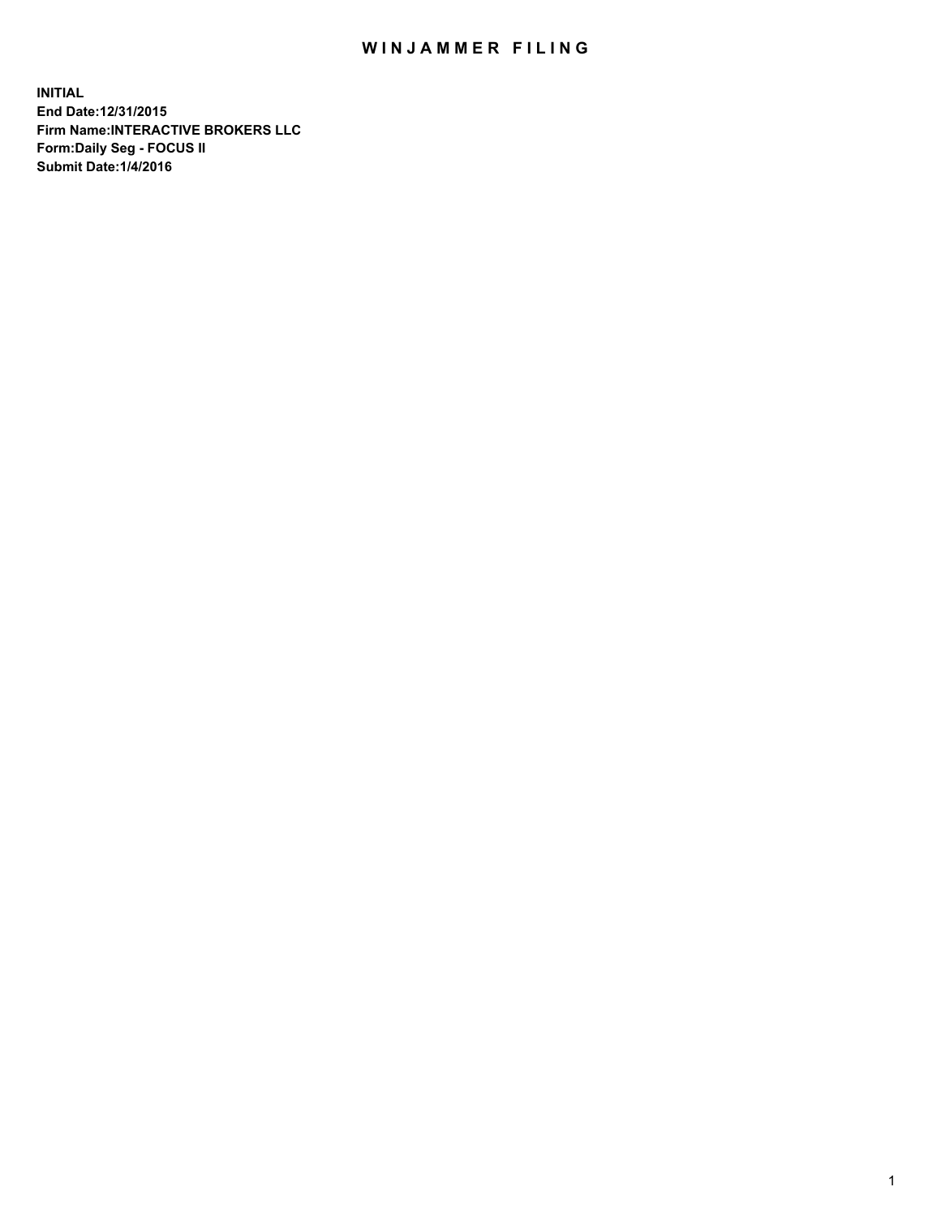# WINJAMMER FILING

**INITIAL**
**End Date:12/31/2015**
**Firm Name:INTERACTIVE BROKERS LLC**
**Form:Daily Seg - FOCUS II**
**Submit Date:1/4/2016**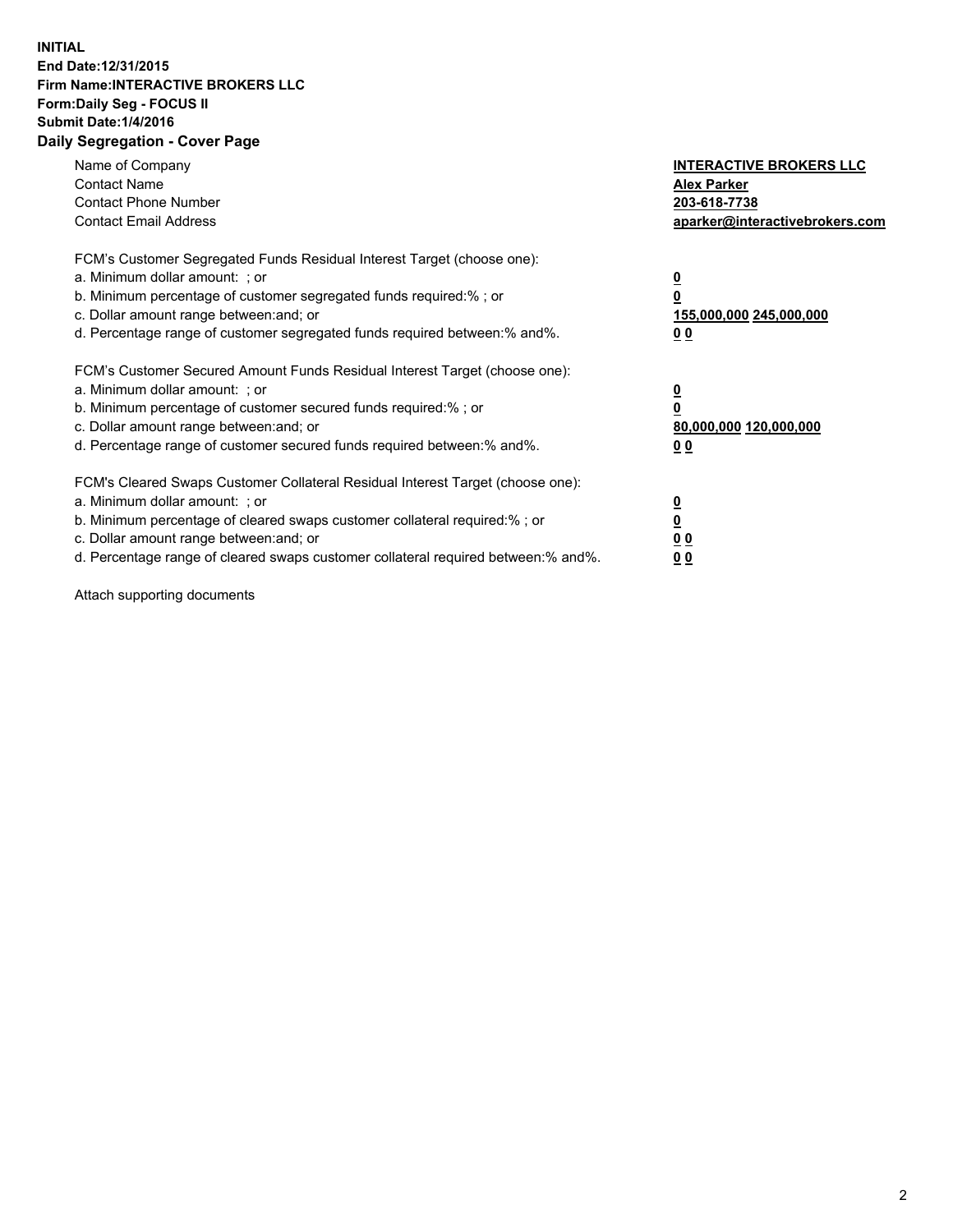**INITIAL**
**End Date:12/31/2015**
**Firm Name:INTERACTIVE BROKERS LLC**
**Form:Daily Seg - FOCUS II**
**Submit Date:1/4/2016**
**Daily Segregation - Cover Page**

| | |
|---|---|
| Name of Company | **INTERACTIVE BROKERS LLC** |
| Contact Name | **Alex Parker** |
| Contact Phone Number | **203-618-7738** |
| Contact Email Address | **aparker@interactivebrokers.com** |

FCM's Customer Segregated Funds Residual Interest Target (choose one):

| | |
|---|---|
| a. Minimum dollar amount: ; or | **0** |
| b. Minimum percentage of customer segregated funds required:% ; or | **0** |
| c. Dollar amount range between:and; or | **155,000,000 245,000,000** |
| d. Percentage range of customer segregated funds required between:% and%. | **0 0** |

FCM's Customer Secured Amount Funds Residual Interest Target (choose one):

| | |
|---|---|
| a. Minimum dollar amount: ; or | **0** |
| b. Minimum percentage of customer secured funds required:% ; or | **0** |
| c. Dollar amount range between:and; or | **80,000,000 120,000,000** |
| d. Percentage range of customer secured funds required between:% and%. | **0 0** |

FCM's Cleared Swaps Customer Collateral Residual Interest Target (choose one):

| | |
|---|---|
| a. Minimum dollar amount: ; or | **0** |
| b. Minimum percentage of cleared swaps customer collateral required:% ; or | **0** |
| c. Dollar amount range between:and; or | **0 0** |
| d. Percentage range of cleared swaps customer collateral required between:% and%. | **0 0** |

Attach supporting documents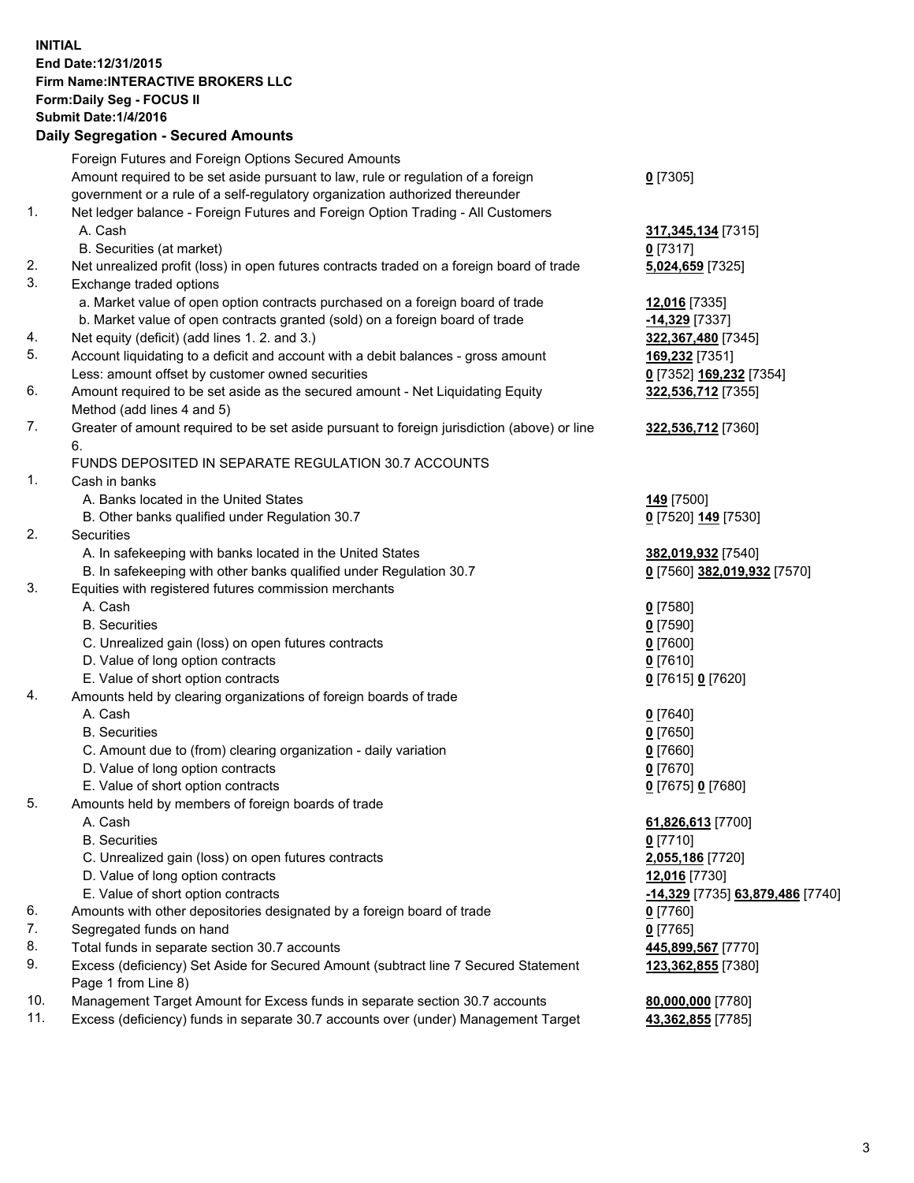**INITIAL**
**End Date:12/31/2015**
**Firm Name:INTERACTIVE BROKERS LLC**
**Form:Daily Seg - FOCUS II**
**Submit Date:1/4/2016**

## Daily Segregation - Secured Amounts

| | | |
|---|---|---|
| | Foreign Futures and Foreign Options Secured Amounts | |
| | Amount required to be set aside pursuant to law, rule or regulation of a foreign government or a rule of a self-regulatory organization authorized thereunder | **0** [7305] |
| 1. | Net ledger balance - Foreign Futures and Foreign Option Trading - All Customers | |
| | A. Cash | **317,345,134** [7315] |
| | B. Securities (at market) | **0** [7317] |
| 2. | Net unrealized profit (loss) in open futures contracts traded on a foreign board of trade | **5,024,659** [7325] |
| 3. | Exchange traded options | |
| | a. Market value of open option contracts purchased on a foreign board of trade | **12,016** [7335] |
| | b. Market value of open contracts granted (sold) on a foreign board of trade | **-14,329** [7337] |
| 4. | Net equity (deficit) (add lines 1. 2. and 3.) | **322,367,480** [7345] |
| 5. | Account liquidating to a deficit and account with a debit balances - gross amount | **169,232** [7351] |
| | Less: amount offset by customer owned securities | **0** [7352] **169,232** [7354] |
| 6. | Amount required to be set aside as the secured amount - Net Liquidating Equity Method (add lines 4 and 5) | **322,536,712** [7355] |
| 7. | Greater of amount required to be set aside pursuant to foreign jurisdiction (above) or line 6. | **322,536,712** [7360] |
| | FUNDS DEPOSITED IN SEPARATE REGULATION 30.7 ACCOUNTS | |
| 1. | Cash in banks | |
| | A. Banks located in the United States | **149** [7500] |
| | B. Other banks qualified under Regulation 30.7 | **0** [7520] **149** [7530] |
| 2. | Securities | |
| | A. In safekeeping with banks located in the United States | **382,019,932** [7540] |
| | B. In safekeeping with other banks qualified under Regulation 30.7 | **0** [7560] **382,019,932** [7570] |
| 3. | Equities with registered futures commission merchants | |
| | A. Cash | **0** [7580] |
| | B. Securities | **0** [7590] |
| | C. Unrealized gain (loss) on open futures contracts | **0** [7600] |
| | D. Value of long option contracts | **0** [7610] |
| | E. Value of short option contracts | **0** [7615] **0** [7620] |
| 4. | Amounts held by clearing organizations of foreign boards of trade | |
| | A. Cash | **0** [7640] |
| | B. Securities | **0** [7650] |
| | C. Amount due to (from) clearing organization - daily variation | **0** [7660] |
| | D. Value of long option contracts | **0** [7670] |
| | E. Value of short option contracts | **0** [7675] **0** [7680] |
| 5. | Amounts held by members of foreign boards of trade | |
| | A. Cash | **61,826,613** [7700] |
| | B. Securities | **0** [7710] |
| | C. Unrealized gain (loss) on open futures contracts | **2,055,186** [7720] |
| | D. Value of long option contracts | **12,016** [7730] |
| | E. Value of short option contracts | **-14,329** [7735] **63,879,486** [7740] |
| 6. | Amounts with other depositories designated by a foreign board of trade | **0** [7760] |
| 7. | Segregated funds on hand | **0** [7765] |
| 8. | Total funds in separate section 30.7 accounts | **445,899,567** [7770] |
| 9. | Excess (deficiency) Set Aside for Secured Amount (subtract line 7 Secured Statement Page 1 from Line 8) | **123,362,855** [7380] |
| 10. | Management Target Amount for Excess funds in separate section 30.7 accounts | **80,000,000** [7780] |
| 11. | Excess (deficiency) funds in separate 30.7 accounts over (under) Management Target | **43,362,855** [7785] |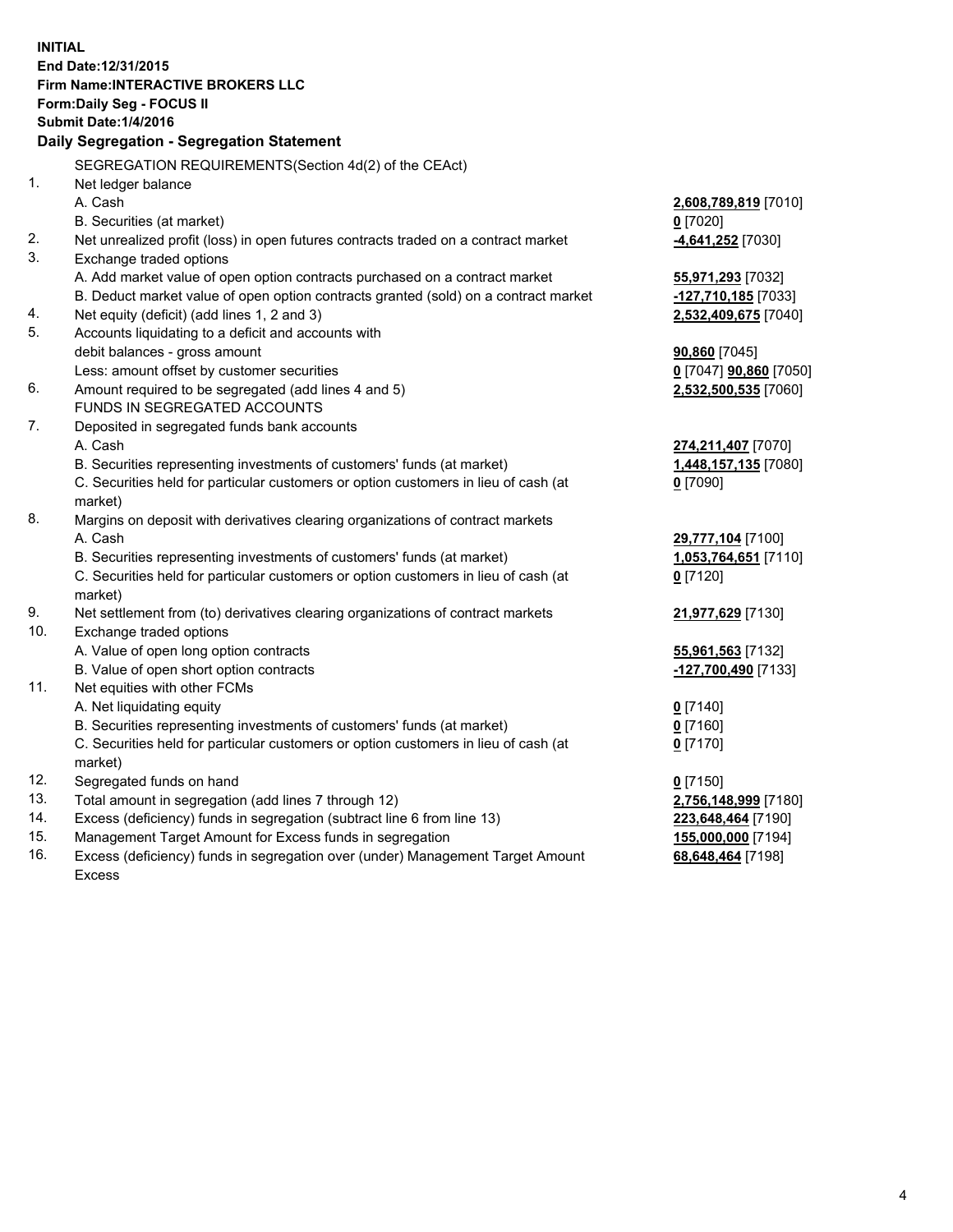**INITIAL**
**End Date:12/31/2015**
**Firm Name:INTERACTIVE BROKERS LLC**
**Form:Daily Seg - FOCUS II**
**Submit Date:1/4/2016**

**Daily Segregation - Segregation Statement**

SEGREGATION REQUIREMENTS(Section 4d(2) of the CEAct)

| | | |
|---|---|---|
| 1. | Net ledger balance | |
| | A. Cash | **2,608,789,819** [7010] |
| | B. Securities (at market) | **0** [7020] |
| 2. | Net unrealized profit (loss) in open futures contracts traded on a contract market | **-4,641,252** [7030] |
| 3. | Exchange traded options | |
| | A. Add market value of open option contracts purchased on a contract market | **55,971,293** [7032] |
| | B. Deduct market value of open option contracts granted (sold) on a contract market | **-127,710,185** [7033] |
| 4. | Net equity (deficit) (add lines 1, 2 and 3) | **2,532,409,675** [7040] |
| 5. | Accounts liquidating to a deficit and accounts with debit balances - gross amount | **90,860** [7045] |
| | Less: amount offset by customer securities | **0** [7047] **90,860** [7050] |
| 6. | Amount required to be segregated (add lines 4 and 5) | **2,532,500,535** [7060] |
| | FUNDS IN SEGREGATED ACCOUNTS | |
| 7. | Deposited in segregated funds bank accounts | |
| | A. Cash | **274,211,407** [7070] |
| | B. Securities representing investments of customers' funds (at market) | **1,448,157,135** [7080] |
| | C. Securities held for particular customers or option customers in lieu of cash (at market) | **0** [7090] |
| 8. | Margins on deposit with derivatives clearing organizations of contract markets | |
| | A. Cash | **29,777,104** [7100] |
| | B. Securities representing investments of customers' funds (at market) | **1,053,764,651** [7110] |
| | C. Securities held for particular customers or option customers in lieu of cash (at market) | **0** [7120] |
| 9. | Net settlement from (to) derivatives clearing organizations of contract markets | **21,977,629** [7130] |
| 10. | Exchange traded options | |
| | A. Value of open long option contracts | **55,961,563** [7132] |
| | B. Value of open short option contracts | **-127,700,490** [7133] |
| 11. | Net equities with other FCMs | |
| | A. Net liquidating equity | **0** [7140] |
| | B. Securities representing investments of customers' funds (at market) | **0** [7160] |
| | C. Securities held for particular customers or option customers in lieu of cash (at market) | **0** [7170] |
| 12. | Segregated funds on hand | **0** [7150] |
| 13. | Total amount in segregation (add lines 7 through 12) | **2,756,148,999** [7180] |
| 14. | Excess (deficiency) funds in segregation (subtract line 6 from line 13) | **223,648,464** [7190] |
| 15. | Management Target Amount for Excess funds in segregation | **155,000,000** [7194] |
| 16. | Excess (deficiency) funds in segregation over (under) Management Target Amount Excess | **68,648,464** [7198] |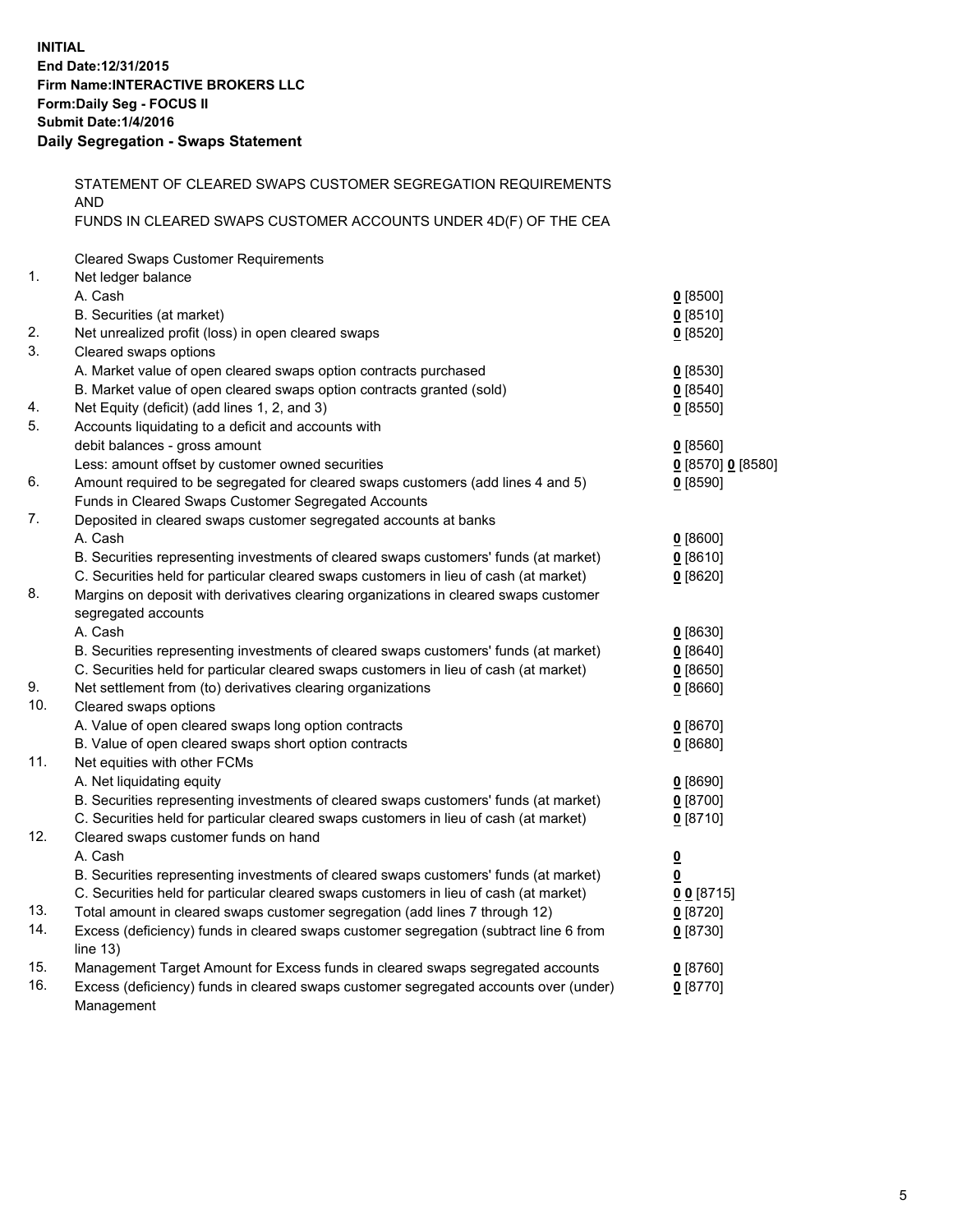**INITIAL**
**End Date:12/31/2015**
**Firm Name:INTERACTIVE BROKERS LLC**
**Form:Daily Seg - FOCUS II**
**Submit Date:1/4/2016**
**Daily Segregation - Swaps Statement**

STATEMENT OF CLEARED SWAPS CUSTOMER SEGREGATION REQUIREMENTS
AND
FUNDS IN CLEARED SWAPS CUSTOMER ACCOUNTS UNDER 4D(F) OF THE CEA

| | | |
|---|---|---|
| | Cleared Swaps Customer Requirements | |
| 1. | Net ledger balance | |
| | A. Cash | 0 [8500] |
| | B. Securities (at market) | 0 [8510] |
| 2. | Net unrealized profit (loss) in open cleared swaps | 0 [8520] |
| 3. | Cleared swaps options | |
| | A. Market value of open cleared swaps option contracts purchased | 0 [8530] |
| | B. Market value of open cleared swaps option contracts granted (sold) | 0 [8540] |
| 4. | Net Equity (deficit) (add lines 1, 2, and 3) | 0 [8550] |
| 5. | Accounts liquidating to a deficit and accounts with | |
| | debit balances - gross amount | 0 [8560] |
| | Less: amount offset by customer owned securities | 0 [8570] 0 [8580] |
| 6. | Amount required to be segregated for cleared swaps customers (add lines 4 and 5) | 0 [8590] |
| | Funds in Cleared Swaps Customer Segregated Accounts | |
| 7. | Deposited in cleared swaps customer segregated accounts at banks | |
| | A. Cash | 0 [8600] |
| | B. Securities representing investments of cleared swaps customers' funds (at market) | 0 [8610] |
| | C. Securities held for particular cleared swaps customers in lieu of cash (at market) | 0 [8620] |
| 8. | Margins on deposit with derivatives clearing organizations in cleared swaps customer segregated accounts | |
| | A. Cash | 0 [8630] |
| | B. Securities representing investments of cleared swaps customers' funds (at market) | 0 [8640] |
| | C. Securities held for particular cleared swaps customers in lieu of cash (at market) | 0 [8650] |
| 9. | Net settlement from (to) derivatives clearing organizations | 0 [8660] |
| 10. | Cleared swaps options | |
| | A. Value of open cleared swaps long option contracts | 0 [8670] |
| | B. Value of open cleared swaps short option contracts | 0 [8680] |
| 11. | Net equities with other FCMs | |
| | A. Net liquidating equity | 0 [8690] |
| | B. Securities representing investments of cleared swaps customers' funds (at market) | 0 [8700] |
| | C. Securities held for particular cleared swaps customers in lieu of cash (at market) | 0 [8710] |
| 12. | Cleared swaps customer funds on hand | |
| | A. Cash | 0 |
| | B. Securities representing investments of cleared swaps customers' funds (at market) | 0 |
| | C. Securities held for particular cleared swaps customers in lieu of cash (at market) | 0 0 [8715] |
| 13. | Total amount in cleared swaps customer segregation (add lines 7 through 12) | 0 [8720] |
| 14. | Excess (deficiency) funds in cleared swaps customer segregation (subtract line 6 from line 13) | 0 [8730] |
| 15. | Management Target Amount for Excess funds in cleared swaps segregated accounts | 0 [8760] |
| 16. | Excess (deficiency) funds in cleared swaps customer segregated accounts over (under) Management | 0 [8770] |